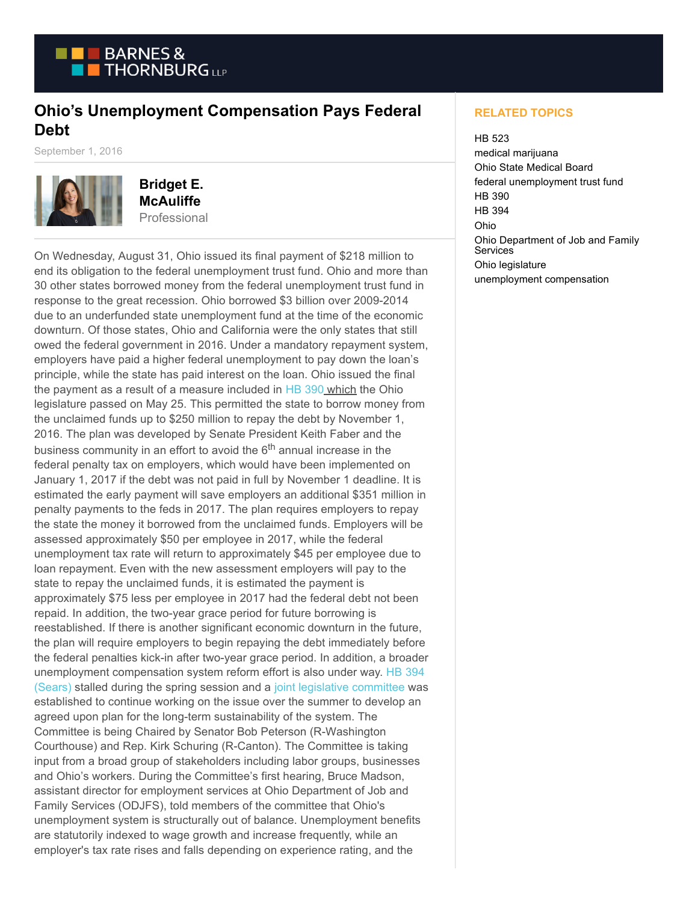# Ohio's Unemployment Compensation Pays Federal Debt

September 1, 2016

**Bridget E. McAuliffe**
Professional

On Wednesday, August 31, Ohio issued its final payment of $218 million to end its obligation to the federal unemployment trust fund. Ohio and more than 30 other states borrowed money from the federal unemployment trust fund in response to the great recession. Ohio borrowed $3 billion over 2009-2014 due to an underfunded state unemployment fund at the time of the economic downturn. Of those states, Ohio and California were the only states that still owed the federal government in 2016. Under a mandatory repayment system, employers have paid a higher federal unemployment to pay down the loan's principle, while the state has paid interest on the loan. Ohio issued the final the payment as a result of a measure included in HB 390 which the Ohio legislature passed on May 25. This permitted the state to borrow money from the unclaimed funds up to $250 million to repay the debt by November 1, 2016. The plan was developed by Senate President Keith Faber and the business community in an effort to avoid the 6th annual increase in the federal penalty tax on employers, which would have been implemented on January 1, 2017 if the debt was not paid in full by November 1 deadline. It is estimated the early payment will save employers an additional $351 million in penalty payments to the feds in 2017. The plan requires employers to repay the state the money it borrowed from the unclaimed funds. Employers will be assessed approximately $50 per employee in 2017, while the federal unemployment tax rate will return to approximately $45 per employee due to loan repayment. Even with the new assessment employers will pay to the state to repay the unclaimed funds, it is estimated the payment is approximately $75 less per employee in 2017 had the federal debt not been repaid. In addition, the two-year grace period for future borrowing is reestablished. If there is another significant economic downturn in the future, the plan will require employers to begin repaying the debt immediately before the federal penalties kick-in after two-year grace period. In addition, a broader unemployment compensation system reform effort is also under way. HB 394 (Sears) stalled during the spring session and a joint legislative committee was established to continue working on the issue over the summer to develop an agreed upon plan for the long-term sustainability of the system. The Committee is being Chaired by Senator Bob Peterson (R-Washington Courthouse) and Rep. Kirk Schuring (R-Canton). The Committee is taking input from a broad group of stakeholders including labor groups, businesses and Ohio's workers. During the Committee's first hearing, Bruce Madson, assistant director for employment services at Ohio Department of Job and Family Services (ODJFS), told members of the committee that Ohio's unemployment system is structurally out of balance. Unemployment benefits are statutorily indexed to wage growth and increase frequently, while an employer's tax rate rises and falls depending on experience rating, and the

**RELATED TOPICS**

- HB 523
- medical marijuana
- Ohio State Medical Board
- federal unemployment trust fund
- HB 390
- HB 394
- Ohio
- Ohio Department of Job and Family Services
- Ohio legislature
- unemployment compensation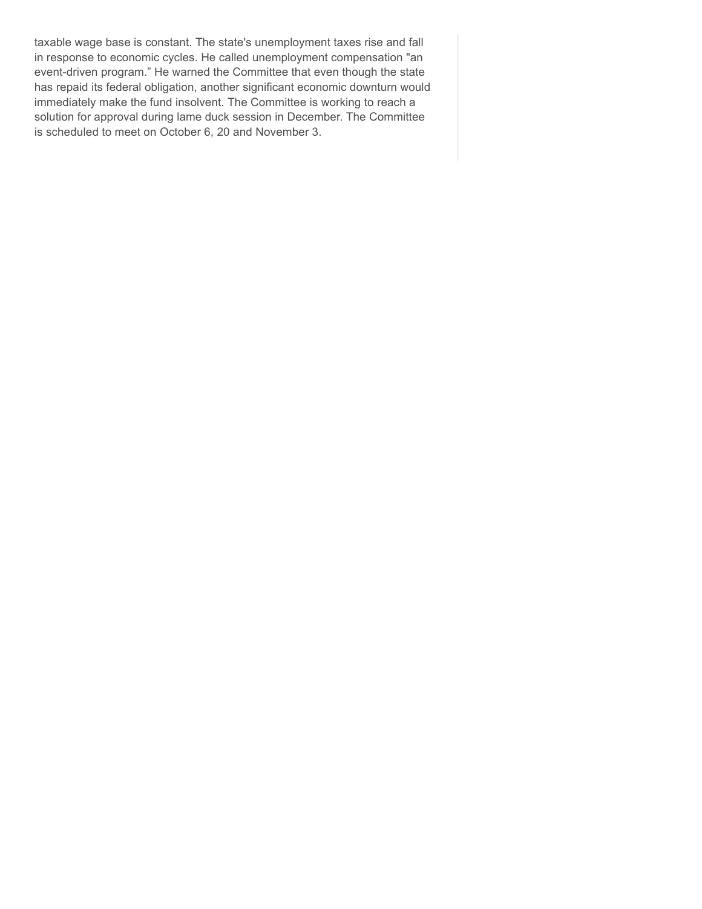taxable wage base is constant. The state's unemployment taxes rise and fall in response to economic cycles. He called unemployment compensation "an event-driven program." He warned the Committee that even though the state has repaid its federal obligation, another significant economic downturn would immediately make the fund insolvent. The Committee is working to reach a solution for approval during lame duck session in December. The Committee is scheduled to meet on October 6, 20 and November 3.